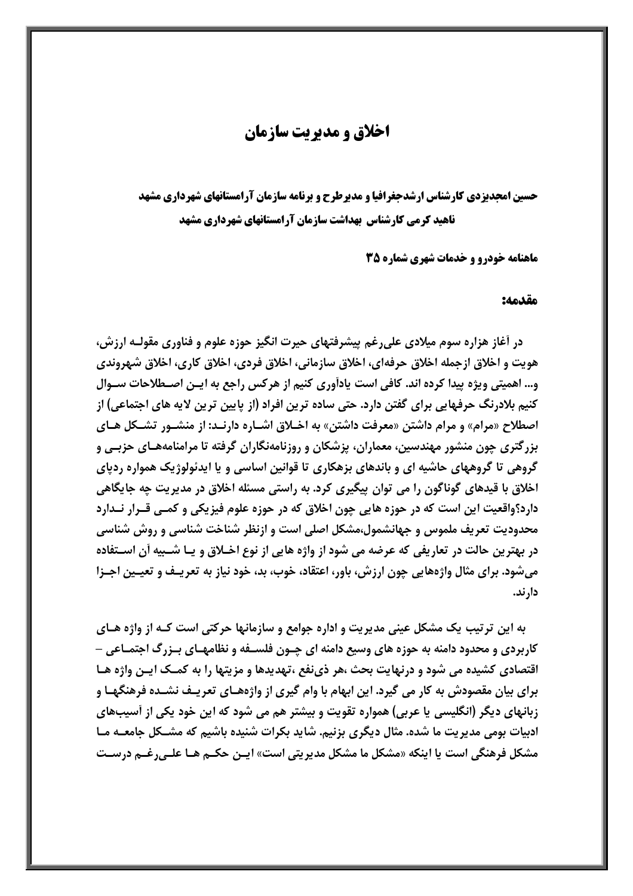# اخلاق و مدیریت سازمان

**حسین امجدیزدی کارشناس ارشدجغرافیا و مدیرطرح و برنامه سازمان آرامستانهای شهرداری مشهد**
**ناهید کرمی کارشناس بهداشت سازمان آرامستانهای شهرداری مشهد**

**ماهنامه خودرو و خدمات شهری شماره ۳۵**

**مقدمه:**

در آغاز هزاره سوم میلادی علی‌رغم پیشرفتهای حیرت انگیز حوزه علوم و فناوری مقوله ارزش، هویت و اخلاق ازجمله اخلاق حرفه‌ای، اخلاق سازمانی، اخلاق فردی، اخلاق کاری، اخلاق شهروندی و... اهمیتی ویژه پیدا کرده اند. کافی است یادآوری کنیم از هرکس راجع به این اصطلاحات سوال کنیم بلادرنگ حرفهایی برای گفتن دارد. حتی ساده ترین افراد (از پایین ترین لایه های اجتماعی) از اصطلاح «مرام» و مرام داشتن «معرفت داشتن» به اخلاق اشاره دارند: از منشور تشکل های بزرگتری چون منشور مهندسین، معماران، پزشکان و روزنامه‌نگاران گرفته تا مرامنامه‌های حزبی و گروهی تا گروههای حاشیه ای و باندهای بزهکاری تا قوانین اساسی و یا ایدئولوژیک همواره ردپای اخلاق با قیدهای گوناگون را می توان پیگیری کرد. به راستی مسئله اخلاق در مدیریت چه جایگاهی دارد؟واقعیت این است که در حوزه هایی چون اخلاق که در حوزه علوم فیزیکی و کمی قرار ندارد محدودیت تعریف ملموس و جهانشمول،مشکل اصلی است و ازنظر شناخت شناسی و روش شناسی در بهترین حالت در تعاریفی که عرضه می شود از واژه هایی از نوع اخلاق و یا شبیه آن استفاده می‌شود. برای مثال واژه‌هایی چون ارزش، باور، اعتقاد، خوب، بد، خود نیاز به تعریف و تعیین اجزا دارند.

به این ترتیب یک مشکل عینی مدیریت و اداره جوامع و سازمانها حرکتی است که از واژه های کاربردی و محدود دامنه به حوزه های وسیع دامنه ای چون فلسفه و نظامهای بزرگ اجتماعی – اقتصادی کشیده می شود و درنهایت بحث ،هر ذی‌نفع ،تهدیدها و مزیتها را به کمک این واژه ها برای بیان مقصودش به کار می گیرد. این ابهام با وام گیری از واژه‌های تعریف نشده فرهنگها و زبانهای دیگر (انگلیسی یا عربی) همواره تقویت و بیشتر هم می شود که این خود یکی از آسیب‌های ادبیات بومی مدیریت ما شده. مثال دیگری بزنیم. شاید بکرات شنیده باشیم که مشکل جامعه ما مشکل فرهنگی است یا اینکه «مشکل ما مشکل مدیریتی است» این حکم ها علی‌رغم درست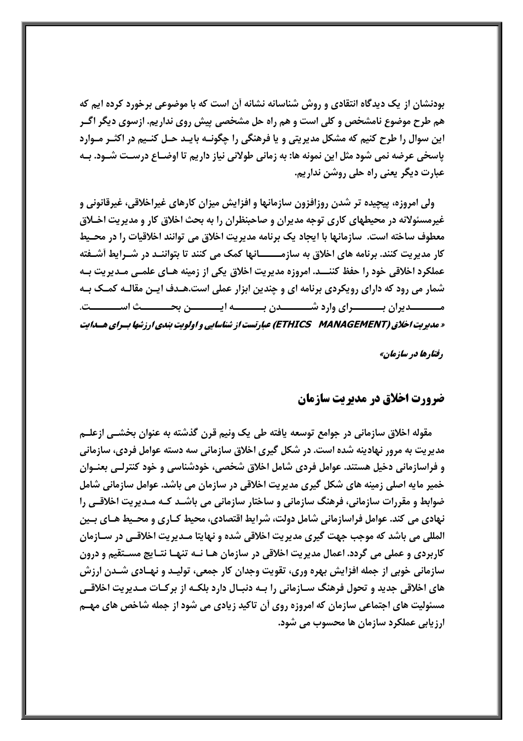بودنشان از یک دیدگاه انتقادی و روش شناسانه نشانه آن است که با موضوعی برخورد کرده ایم که هم طرح موضوع نامشخص و کلی است و هم راه حل مشخصی پیش روی نداریم. ازسوی دیگر اگر این سوال را طرح کنیم که مشکل مدیریتی و یا فرهنگی را چگونه باید حل کنیم در اکثر موارد پاسخی عرضه نمی شود مثل این نمونه ها: به زمانی طولانی نیاز داریم تا اوضاع درست شود. به عبارت دیگر یعنی راه حلی روشن نداریم.

ولی امروزه، پیچیده تر شدن روزافزون سازمانها و افزایش میزان کارهای غیراخلاقی، غیرقانونی و غیرمسئولانه در محیطهای کاری توجه مدیران و صاحبنظران را به بحث اخلاق کار و مدیریت اخلاق معطوف ساخته است. سازمانها با ایجاد یک برنامه مدیریت اخلاق می توانند اخلاقیات را در محیط کار مدیریت کنند. برنامه های اخلاق به سازمانها کمک می کنند تا بتوانند در شرایط آشفته عملکرد اخلاقی خود را حفظ کنند. امروزه مدیریت اخلاق یکی از زمینه های علمی مدیریت به شمار می رود که دارای رویکردی برنامه ای و چندین ابزار عملی است.هدف این مقاله کمک به مدیران برای وارد شدن به این بحث است.

***« مدیریت اخلاق (ETHICS MANAGEMENT) عبارتست از شناسایی و اولویت بندی ارزشها برای هدایت رفتارها در سازمان»***

## ضرورت اخلاق در مدیریت سازمان

مقوله اخلاق سازمانی در جوامع توسعه یافته طی یک ونیم قرن گذشته به عنوان بخشی ازعلم مدیریت به مرور نهادینه شده است. در شکل گیری اخلاق سازمانی سه دسته عوامل فردی، سازمانی و فراسازمانی دخیل هستند. عوامل فردی شامل اخلاق شخصی، خودشناسی و خود کنترلی بعنوان خمیر مایه اصلی زمینه های شکل گیری مدیریت اخلاقی در سازمان می باشد. عوامل سازمانی شامل ضوابط و مقررات سازمانی، فرهنگ سازمانی و ساختار سازمانی می باشد که مدیریت اخلاقی را نهادی می کند. عوامل فراسازمانی شامل دولت، شرایط اقتصادی، محیط کاری و محیط های بین المللی می باشد که موجب جهت گیری مدیریت اخلاقی شده و نهایتا مدیریت اخلاقی در سازمان کاربردی و عملی می گردد. اعمال مدیریت اخلاقی در سازمان ها نه تنها نتایج مستقیم و درون سازمانی خوبی از جمله افزایش بهره وری، تقویت وجدان کار جمعی، تولید و نهادی شدن ارزش های اخلاقی جدید و تحول فرهنگ سازمانی را به دنبال دارد بلکه از برکات مدیریت اخلاقی مسئولیت های اجتماعی سازمان که امروزه روی آن تاکید زیادی می شود از جمله شاخص های مهم ارزیابی عملکرد سازمان ها محسوب می شود.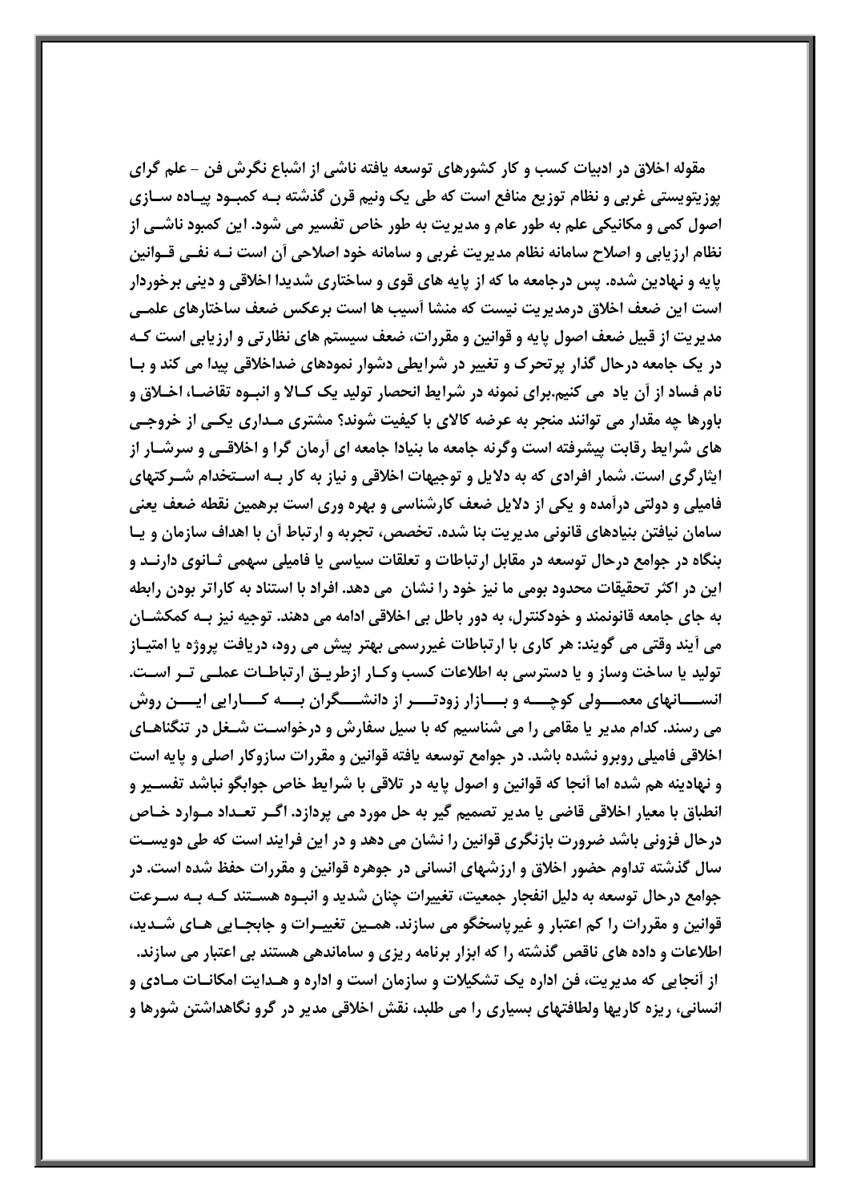مقوله اخلاق در ادبیات کسب و کار کشورهای توسعه یافته ناشی از اشباع نگرش فن - علم گرای پوزیتویستی غربی و نظام توزیع منافع است که طی یک ونیم قرن گذشته بـه کمبـود پیـاده سـازی اصول کمی و مکانیکی علم به طور عام و مدیریت به طور خاص تفسیر می شود. این کمبود ناشـی از نظام ارزیابی و اصلاح سامانه نظام مدیریت غربی و سامانه خود اصلاحی آن است نـه نفـی قـوانین پایه و نهادین شده. پس درجامعه ما که از پایه های قوی و ساختاری شدیدا اخلاقی و دینی برخوردار است این ضعف اخلاق درمدیریت نیست که منشا آسیب ها است برعکس ضعف ساختارهای علمـی مدیریت از قبیل ضعف اصول پایه و قوانین و مقررات، ضعف سیستم های نظارتی و ارزیابی است کـه در یک جامعه درحال گذار پرتحرک و تغییر در شرایطی دشوار نمودهای ضداخلاقی پیدا می کند و بـا نام فساد از آن یاد می کنیم.برای نمونه در شرایط انحصار تولید یک کـالا و انبـوه تقاضـا، اخـلاق و باورها چه مقدار می توانند منجر به عرضه کالای با کیفیت شوند؟ مشتری مـداری یکـی از خروجـی های شرایط رقابت پیشرفته است وگرنه جامعه ما بنیادا جامعه ای آرمان گرا و اخلاقـی و سرشـار از ایثارگری است. شمار افرادی که به دلایل و توجیهات اخلاقی و نیاز به کار بـه اسـتخدام شـرکتهای فامیلی و دولتی درآمده و یکی از دلایل ضعف کارشناسی و بهره وری است برهمین نقطه ضعف یعنی سامان نیافتن بنیادهای قانونی مدیریت بنا شده. تخصص، تجربه و ارتباط آن با اهداف سازمان و یـا بنگاه در جوامع درحال توسعه در مقابل ارتباطات و تعلقات سیاسی یا فامیلی سهمی ثـانوی دارنـد و این در اکثر تحقیقات محدود بومی ما نیز خود را نشان می دهد. افراد با استناد به کاراتر بودن رابطه به جای جامعه قانونمند و خودکنترل، به دور باطل بی اخلاقی ادامه می دهند. توجیه نیز بـه کمکشـان می آیند وقتی می گویند: هر کاری با ارتباطات غیررسمی بهتر پیش می رود، دریافت پروژه یا امتیـاز تولید یا ساخت وساز و یا دسترسی به اطلاعات کسب وکـار ازطریـق ارتباطـات عملـی تـر اسـت. انسـانهای معمـولی کوچـه و بـازار زودتـر از دانشـگران بـه کـارایی ایـن روش می رسند. کدام مدیر یا مقامی را می شناسیم که با سیل سفارش و درخواسـت شـغل در تنگناهـای اخلاقی فامیلی روبرو نشده باشد. در جوامع توسعه یافته قوانین و مقررات سازوکار اصلی و پایه است و نهادینه هم شده اما آنجا که قوانین و اصول پایه در تلاقی با شرایط خاص جوابگو نباشد تفسـیر و انطباق با معیار اخلاقی قاضی یا مدیر تصمیم گیر به حل مورد می پردازد. اگـر تعـداد مـوارد خـاص درحال فزونی باشد ضرورت بازنگری قوانین را نشان می دهد و در این فرایند است که طی دویسـت سال گذشته تداوم حضور اخلاق و ارزشهای انسانی در جوهره قوانین و مقررات حفظ شده است. در جوامع درحال توسعه به دلیل انفجار جمعیت، تغییرات چنان شدید و انبـوه هسـتند کـه بـه سـرعت قوانین و مقررات را کم اعتبار و غیرپاسخگو می سازند. همـین تغییـرات و جابجـایی هـای شـدید، اطلاعات و داده های ناقص گذشته را که ابزار برنامه ریزی و ساماندهی هستند بی اعتبار می سازند.

از آنجایی که مدیریت، فن اداره یک تشکیلات و سازمان است و اداره و هـدایت امکانـات مـادی و انسانی، ریزه کاریها ولطافتهای بسیاری را می طلبد، نقش اخلاقی مدیر در گرو نگاهداشتن شورها و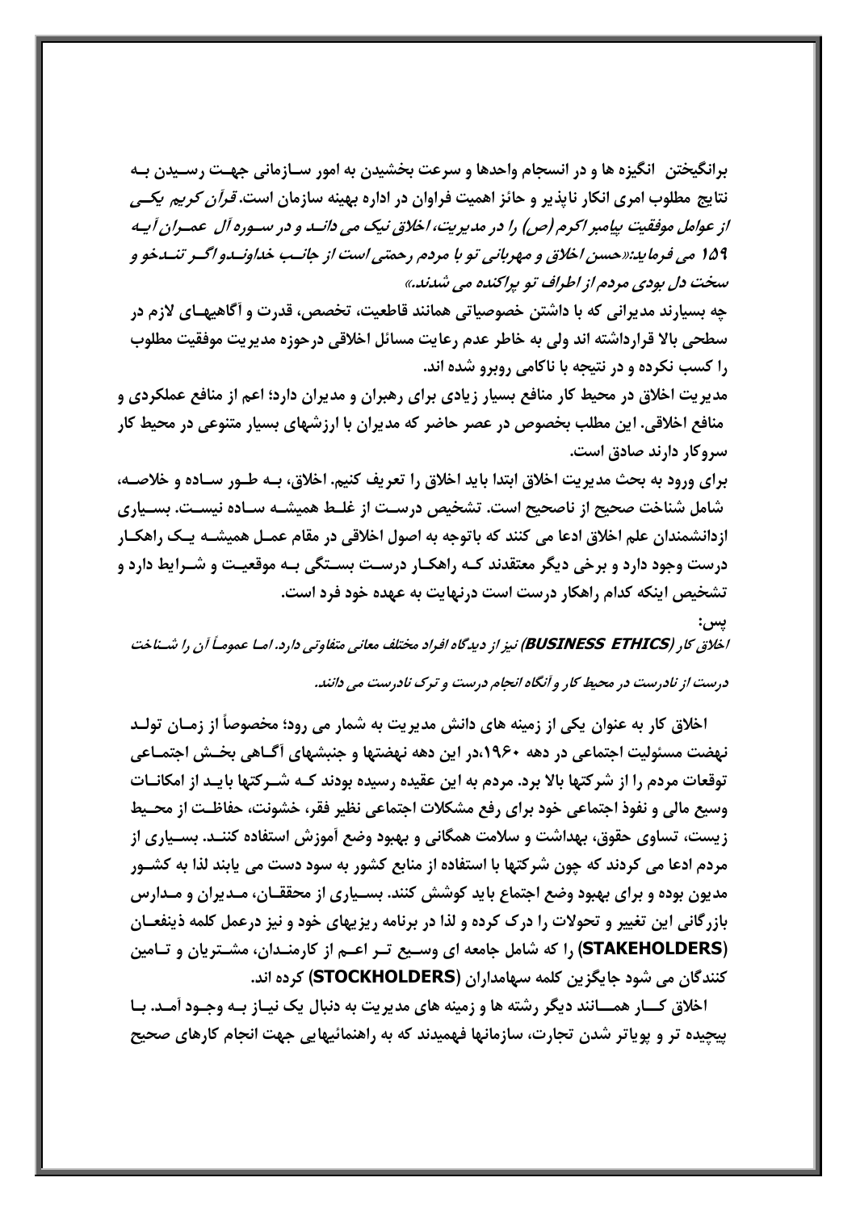**برانگیختن انگیزه ها و در انسجام واحدها و سرعت بخشیدن به امور سازمانی جهت رسیدن به نتایج مطلوب امری انکار ناپذیر و حائز اهمیت فراوان در اداره بهینه سازمان است.** ***قرآن کریم یکی از عوامل موفقیت پیامبر اکرم (ص) را در مدیریت، اخلاق نیک می داند و در سوره آل عمران آیه ۱۵۹ می فرماید:«حسن اخلاق و مهربانی تو با مردم رحمتی است از جانب خداوند و اگر تندخو و سخت دل بودی مردم از اطراف تو پراکنده می شدند.»***

**چه بسیارند مدیرانی که با داشتن خصوصیاتی همانند قاطعیت، تخصص، قدرت و آگاهیهای لازم در سطحی بالا قرارداشته اند ولی به خاطر عدم رعایت مسائل اخلاقی درحوزه مدیریت موفقیت مطلوب را کسب نکرده و در نتیجه با ناکامی روبرو شده اند.**

**مدیریت اخلاق در محیط کار منافع بسیار زیادی برای رهبران و مدیران دارد؛ اعم از منافع عملکردی و منافع اخلاقی. این مطلب بخصوص در عصر حاضر که مدیران با ارزشهای بسیار متنوعی در محیط کار سروکار دارند صادق است.**

**برای ورود به بحث مدیریت اخلاق ابتدا باید اخلاق را تعریف کنیم. اخلاق، به طور ساده و خلاصه، شامل شناخت صحیح از ناصحیح است. تشخیص درست از غلط همیشه ساده نیست. بسیاری ازدانشمندان علم اخلاق ادعا می کنند که باتوجه به اصول اخلاقی در مقام عمل همیشه یک راهکار درست وجود دارد و برخی دیگر معتقدند که راهکار درست بستگی به موقعیت و شرایط دارد و تشخیص اینکه کدام راهکار درست است درنهایت به عهده خود فرد است.**

**پس:**

***اخلاق کار (BUSINESS ETHICS) نیز از دیدگاه افراد مختلف معانی متفاوتی دارد. اما عموماً آن را شناخت درست از نادرست در محیط کار و آنگاه انجام درست و ترک نادرست می دانند.***

**اخلاق کار به عنوان یکی از زمینه های دانش مدیریت به شمار می رود؛ مخصوصاً از زمان تولد نهضت مسئولیت اجتماعی در دهه ۱۹۶۰،در این دهه نهضتها و جنبشهای آگاهی بخش اجتماعی توقعات مردم را از شرکتها بالا برد. مردم به این عقیده رسیده بودند که شرکتها باید از امکانات وسیع مالی و نفوذ اجتماعی خود برای رفع مشکلات اجتماعی نظیر فقر، خشونت، حفاظت از محیط زیست، تساوی حقوق، بهداشت و سلامت همگانی و بهبود وضع آموزش استفاده کنند. بسیاری از مردم ادعا می کردند که چون شرکتها با استفاده از منابع کشور به سود دست می یابند لذا به کشور مدیون بوده و برای بهبود وضع اجتماع باید کوشش کنند. بسیاری از محققان، مدیران و مدارس بازرگانی این تغییر و تحولات را درک کرده و لذا در برنامه ریزیهای خود و نیز درعمل کلمه ذینفعان (STAKEHOLDERS) را که شامل جامعه ای وسیع تر اعم از کارمندان، مشتریان و تامین کنندگان می شود جایگزین کلمه سهامداران (STOCKHOLDERS) کرده اند.**

**اخلاق کار همانند دیگر رشته ها و زمینه های مدیریت به دنبال یک نیاز به وجود آمد. با پیچیده تر و پویاتر شدن تجارت، سازمانها فهمیدند که به راهنمائیهایی جهت انجام کارهای صحیح**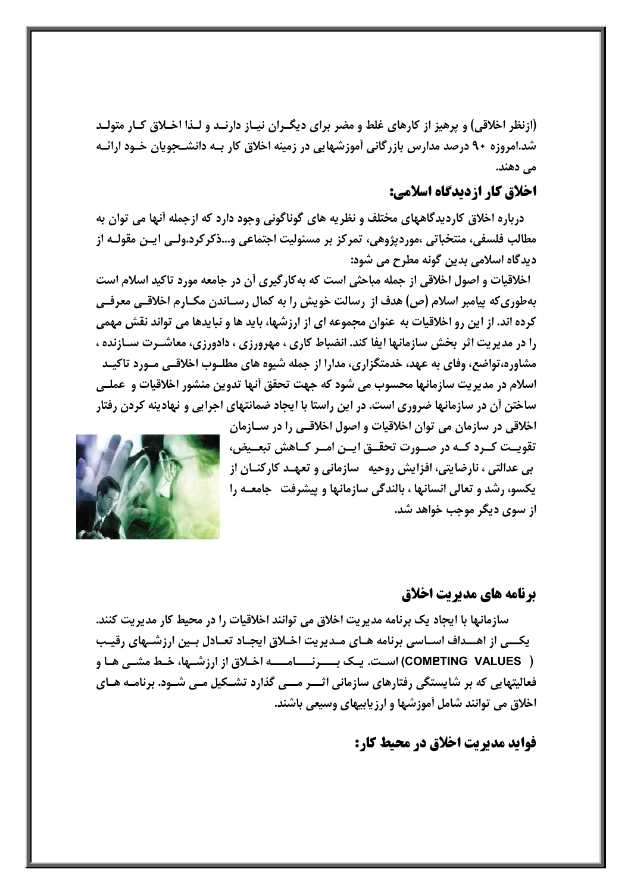(ازنظر اخلاقی) و پرهیز از کارهای غلط و مضر برای دیگران نیاز دارند و لذا اخلاق کار متولد شد.امروزه ۹۰ درصد مدارس بازرگانی آموزشهایی در زمینه اخلاق کار به دانشجویان خود ارائه می دهند.

## اخلاق کار ازدیدگاه اسلامی:

درباره اخلاق کاردیدگاههای مختلف و نظریه های گوناگونی وجود دارد که ازجمله آنها می توان به مطالب فلسفی، منتخباتی ،موردپژوهی، تمرکز بر مسئولیت اجتماعی و...ذکرکرد.ولی این مقوله از دیدگاه اسلامی بدین گونه مطرح می شود:

اخلاقیات و اصول اخلاقی از جمله مباحثی است که به‌کارگیری آن در جامعه مورد تاکید اسلام است به‌طوری‌که پیامبر اسلام (ص) هدف از رسالت خویش را به کمال رساندن مکارم اخلاقی معرفی کرده اند. از این رو اخلاقیات به عنوان مجموعه ای از ارزشها، باید ها و نبایدها می تواند نقش مهمی را در مدیریت اثر بخش سازمانها ایفا کند. انضباط کاری ، مهرورزی ، دادورزی، معاشرت سازنده ، مشاوره،تواضع، وفای به عهد، خدمتگزاری، مدارا از جمله شیوه های مطلوب اخلاقی مورد تاکید اسلام در مدیریت سازمانها محسوب می شود که جهت تحقق آنها تدوین منشور اخلاقیات و عملی ساختن آن در سازمانها ضروری است. در این راستا با ایجاد ضمانتهای اجرایی و نهادینه کردن رفتار اخلاقی در سازمان می توان اخلاقیات و اصول اخلاقی را در سازمان تقویت کرد که در صورت تحقق این امر کاهش تبعیض، بی عدالتی ، نارضایتی، افزایش روحیه سازمانی و تعهد کارکنان از یکسو، رشد و تعالی انسانها ، بالندگی سازمانها و پیشرفت جامعه را از سوی دیگر موجب خواهد شد.

## برنامه های مدیریت اخلاق

سازمانها با ایجاد یک برنامه مدیریت اخلاق می توانند اخلاقیات را در محیط کار مدیریت کنند. یکی از اهداف اساسی برنامه های مدیریت اخلاق ایجاد تعادل بین ارزشهای رقیب ( COMETING VALUES) است. یک برنامه اخلاق از ارزشها، خط مشی ها و فعالیتهایی که بر شایستگی رفتارهای سازمانی اثر می گذارد تشکیل می شود. برنامه های اخلاق می توانند شامل آموزشها و ارزیابیهای وسیعی باشند.

## فواید مدیریت اخلاق در محیط کار: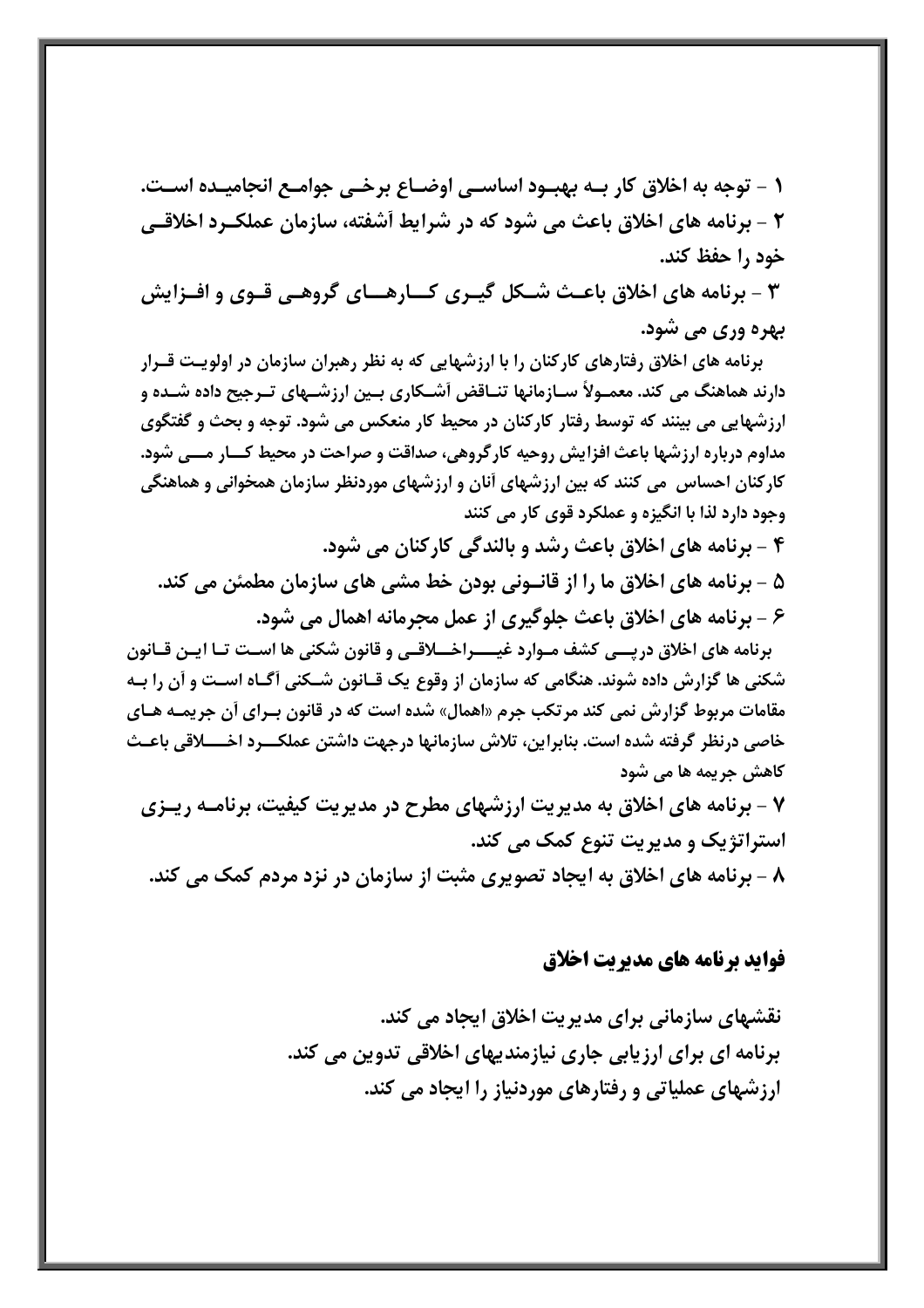۱ - توجه به اخلاق کار به بهبود اساسی اوضاع برخی جوامع انجامیده است.

۲ - برنامه های اخلاق باعث می شود که در شرایط آشفته، سازمان عملکرد اخلاقی خود را حفظ کند.

۳ - برنامه های اخلاق باعث شکل گیری کارهای گروهی قوی و افزایش بهره وری می شود.

برنامه های اخلاق رفتارهای کارکنان را با ارزشهایی که به نظر رهبران سازمان در اولویت قرار دارند هماهنگ می کند. معمولاً سازمانها تناقض آشکاری بین ارزشهای ترجیح داده شده و ارزشهایی می بینند که توسط رفتار کارکنان در محیط کار منعکس می شود. توجه و بحث و گفتگوی مداوم درباره ارزشها باعث افزایش روحیه کارگروهی، صداقت و صراحت در محیط کار می شود. کارکنان احساس می کنند که بین ارزشهای آنان و ارزشهای موردنظر سازمان همخوانی و هماهنگی وجود دارد لذا با انگیزه و عملکرد قوی کار می کنند

۴ - برنامه های اخلاق باعث رشد و بالندگی کارکنان می شود.

۵ - برنامه های اخلاق ما را از قانونی بودن خط مشی های سازمان مطمئن می کند.

۶ - برنامه های اخلاق باعث جلوگیری از عمل مجرمانه اهمال می شود.

برنامه های اخلاق درپی کشف موارد غیراخلاقی و قانون شکنی ها است تا این قانون شکنی ها گزارش داده شوند. هنگامی که سازمان از وقوع یک قانون شکنی آگاه است و آن را به مقامات مربوط گزارش نمی کند مرتکب جرم «اهمال» شده است که در قانون برای آن جریمه های خاصی درنظر گرفته شده است. بنابراین، تلاش سازمانها درجهت داشتن عملکرد اخلاقی باعث کاهش جریمه ها می شود

۷ - برنامه های اخلاق به مدیریت ارزشهای مطرح در مدیریت کیفیت، برنامه ریزی استراتژیک و مدیریت تنوع کمک می کند.

۸ - برنامه های اخلاق به ایجاد تصویری مثبت از سازمان در نزد مردم کمک می کند.

## فواید برنامه های مدیریت اخلاق

نقشهای سازمانی برای مدیریت اخلاق ایجاد می کند.

برنامه ای برای ارزیابی جاری نیازمندیهای اخلاقی تدوین می کند.

ارزشهای عملیاتی و رفتارهای موردنیاز را ایجاد می کند.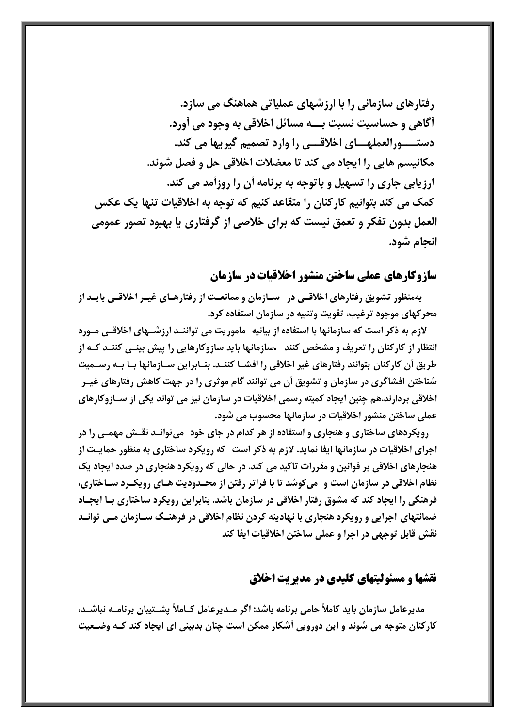**رفتارهای سازمانی را با ارزشهای عملیاتی هماهنگ می سازد.**
**آگاهی و حساسیت نسبت بـــه مسائل اخلاقی به وجود می آورد.**
**دستـــــورالعملهـــای اخلاقـــی را وارد تصمیم گیریها می کند.**
**مکانیسم هایی را ایجاد می کند تا معضلات اخلاقی حل و فصل شوند.**
**ارزیابی جاری را تسهیل و باتوجه به برنامه آن را روزآمد می کند.**
**کمک می کند بتوانیم کارکنان را متقاعد کنیم که توجه به اخلاقیات تنها یک عکس العمل بدون تفکر و تعمق نیست که برای خلاصی از گرفتاری یا بهبود تصور عمومی انجام شود.**

## سازوکارهای عملی ساختن منشور اخلاقیات در سازمان

**بهمنظور تشویق رفتارهای اخلاقـی در سـازمان و ممانعـت از رفتارهـای غیـر اخلاقـی بایـد از محرکهای موجود ترغیب، تقویت وتنبیه در سازمان استفاده کرد.**

**لازم به ذکر است که سازمانها با استفاده از بیانیه ماموریت می تواننـد ارزشـهای اخلاقـی مـورد انتظار از کارکنان را تعریف و مشخص کنند .سازمانها باید سازوکارهایی را پیش بینـی کننـد کـه از طریق آن کارکنان بتوانند رفتارهای غیر اخلاقی را افشـا کننـد. بنـابراین سـازمانها بـا بـه رسـمیت شناختن افشاگری در سازمان و تشویق آن می توانند گام موثری را در جهت کاهش رفتارهای غیـر اخلاقی بردارند.هم چنین ایجاد کمیته رسمی اخلاقیات در سازمان نیز می تواند یکی از سـازوکارهای عملی ساختن منشور اخلاقیات در سازمانها محسوب می شود.**

**رویکردهای ساختاری و هنجاری و استفاده از هر کدام در جای خود میتوانـد نقـش مهمـی را در اجرای اخلاقیات در سازمانها ایفا نماید. لازم به ذکر است که رویکرد ساختاری به منظور حمایـت از هنجارهای اخلاقی بر قوانین و مقررات تاکید می کند. در حالی که رویکرد هنجاری در صدد ایجاد یک نظام اخلاقی در سازمان است و میکوشد تا با فراتر رفتن از محـدودیت هـای رویکـرد سـاختاری، فرهنگی را ایجاد کند که مشوق رفتار اخلاقی در سازمان باشد. بنابراین رویکرد ساختاری بـا ایجـاد ضمانتهای اجرایی و رویکرد هنجاری با نهادینه کردن نظام اخلاقی در فرهنـگ سـازمان مـی توانـد نقش قابل توجهی در اجرا و عملی ساختن اخلاقیات ایفا کند**

## نقشها و مسئولیتهای کلیدی در مدیریت اخلاق

**مدیرعامل سازمان باید کاملاً حامی برنامه باشد: اگر مـدیرعامل کـاملاً پشـتیبان برنامـه نباشـد، کارکنان متوجه می شوند و این دورویی آشکار ممکن است چنان بدبینی ای ایجاد کند کـه وضـعیت**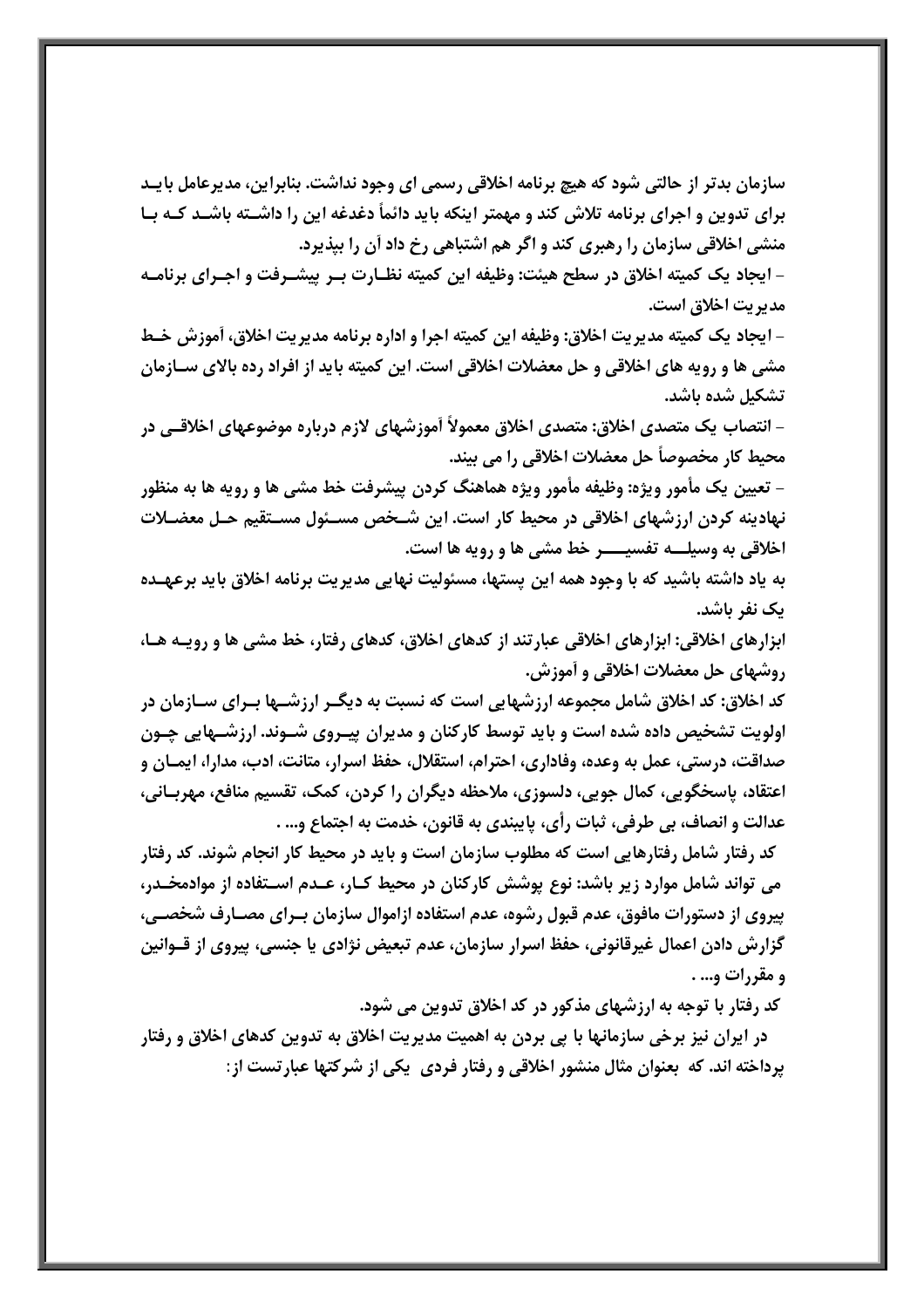**سازمان بدتر از حالتی شود که هیچ برنامه اخلاقی رسمی ای وجود نداشت. بنابراین، مدیرعامل باید برای تدوین و اجرای برنامه تلاش کند و مهمتر اینکه باید دائماً دغدغه این را داشته باشد که با منشی اخلاقی سازمان را رهبری کند و اگر هم اشتباهی رخ داد آن را بپذیرد.**

**- ایجاد یک کمیته اخلاق در سطح هیئت: وظیفه این کمیته نظارت بر پیشرفت و اجرای برنامه مدیریت اخلاق است.**

**- ایجاد یک کمیته مدیریت اخلاق: وظیفه این کمیته اجرا و اداره برنامه مدیریت اخلاق، آموزش خط مشی ها و رویه های اخلاقی و حل معضلات اخلاقی است. این کمیته باید از افراد رده بالای سازمان تشکیل شده باشد.**

**- انتصاب یک متصدی اخلاق: متصدی اخلاق معمولاً آموزشهای لازم درباره موضوعهای اخلاقی در محیط کار مخصوصاً حل معضلات اخلاقی را می بیند.**

**- تعیین یک مأمور ویژه: وظیفه مأمور ویژه هماهنگ کردن پیشرفت خط مشی ها و رویه ها به منظور نهادینه کردن ارزشهای اخلاقی در محیط کار است. این شخص مسئول مستقیم حل معضلات اخلاقی به وسیله تفسیر خط مشی ها و رویه ها است.**

**به یاد داشته باشید که با وجود همه این پستها، مسئولیت نهایی مدیریت برنامه اخلاق باید برعهده یک نفر باشد.**

**ابزارهای اخلاقی: ابزارهای اخلاقی عبارتند از کدهای اخلاق، کدهای رفتار، خط مشی ها و رویه ها، روشهای حل معضلات اخلاقی و آموزش.**

**کد اخلاق: کد اخلاق شامل مجموعه ارزشهایی است که نسبت به دیگر ارزشها برای سازمان در اولویت تشخیص داده شده است و باید توسط کارکنان و مدیران پیروی شوند. ارزشهایی چون صداقت، درستی، عمل به وعده، وفاداری، احترام، استقلال، حفظ اسرار، متانت، ادب، مدارا، ایمان و اعتقاد، پاسخگویی، کمال جویی، دلسوزی، ملاحظه دیگران را کردن، کمک، تقسیم منافع، مهربانی، عدالت و انصاف، بی طرفی، ثبات رأی، پایبندی به قانون، خدمت به اجتماع و... .**

**کد رفتار شامل رفتارهایی است که مطلوب سازمان است و باید در محیط کار انجام شوند. کد رفتار می تواند شامل موارد زیر باشد: نوع پوشش کارکنان در محیط کار، عدم استفاده از موادمخدر، پیروی از دستورات مافوق، عدم قبول رشوه، عدم استفاده ازاموال سازمان برای مصارف شخصی، گزارش دادن اعمال غیرقانونی، حفظ اسرار سازمان، عدم تبعیض نژادی یا جنسی، پیروی از قوانین و مقررات و... .**

**کد رفتار با توجه به ارزشهای مذکور در کد اخلاق تدوین می شود.**

**در ایران نیز برخی سازمانها با پی بردن به اهمیت مدیریت اخلاق به تدوین کدهای اخلاق و رفتار پرداخته اند. که بعنوان مثال منشور اخلاقی و رفتار فردی یکی از شرکتها عبارتست از:**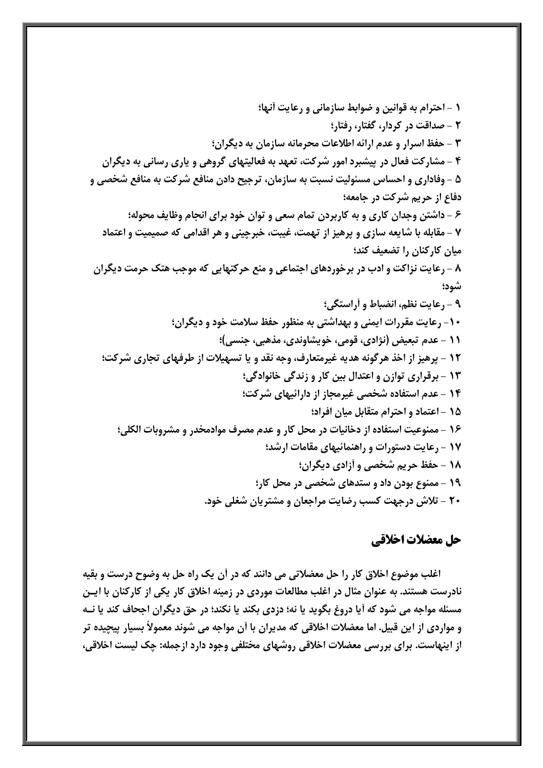۱ - احترام به قوانین و ضوابط سازمانی و رعایت آنها؛

۲ - صداقت در کردار، گفتار، رفتار؛

۳ - حفظ اسرار و عدم ارائه اطلاعات محرمانه سازمان به دیگران؛

۴ - مشارکت فعال در پیشبرد امور شرکت، تعهد به فعالیتهای گروهی و یاری رسانی به دیگران

۵ - وفاداری و احساس مسئولیت نسبت به سازمان، ترجیح دادن منافع شرکت به منافع شخصی و دفاع از حریم شرکت در جامعه؛

۶ - داشتن وجدان کاری و به کاربردن تمام سعی و توان خود برای انجام وظایف محوله؛

۷ - مقابله با شایعه سازی و پرهیز از تهمت، غیبت، خبرچینی و هر اقدامی که صمیمیت و اعتماد میان کارکنان را تضعیف کند؛

۸ - رعایت نزاکت و ادب در برخوردهای اجتماعی و منع حرکتهایی که موجب هتک حرمت دیگران شود؛

۹ - رعایت نظم، انضباط و آراستگی؛

۱۰- رعایت مقررات ایمنی و بهداشتی به منظور حفظ سلامت خود و دیگران؛

۱۱ - عدم تبعیض (نژادی، قومی، خویشاوندی، مذهبی، جنسی)؛

۱۲ - پرهیز از اخذ هرگونه هدیه غیرمتعارف، وجه نقد و یا تسهیلات از طرفهای تجاری شرکت؛

۱۳ - برقراری توازن و اعتدال بین کار و زندگی خانوادگی؛

۱۴ - عدم استفاده شخصی غیرمجاز از دارائیهای شرکت؛

۱۵ - اعتماد و احترام متقابل میان افراد؛

۱۶ - ممنوعیت استفاده از دخانیات در محل کار و عدم مصرف موادمخدر و مشروبات الکلی؛

۱۷ - رعایت دستورات و راهنمائیهای مقامات ارشد؛

۱۸ - حفظ حریم شخصی و آزادی دیگران؛

۱۹ - ممنوع بودن داد و ستدهای شخصی در محل کار؛

۲۰ - تلاش درجهت کسب رضایت مراجعان و مشتریان شغلی خود.

## حل معضلات اخلاقی

اغلب موضوع اخلاق کار را حل معضلاتی می دانند که در آن یک راه حل به وضوح درست و بقیه نادرست هستند. به عنوان مثال در اغلب مطالعات موردی در زمینه اخلاق کار یکی از کارکنان با ایـن مسئله مواجه می شود که آیا دروغ بگوید یا نه؛ دزدی بکند یا نکند؛ در حق دیگران اجحاف کند یا نـه و مواردی از این قبیل. اما معضلات اخلاقی که مدیران با آن مواجه می شوند معمولاً بسیار پیچیده تر از اینهاست. برای بررسی معضلات اخلاقی روشهای مختلفی وجود دارد ازجمله: چک لیست اخلاقی،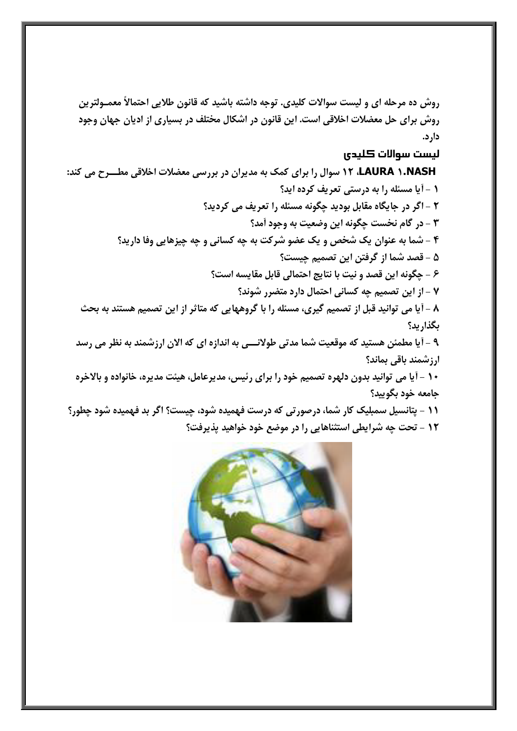روش ده مرحله ای و لیست سوالات کلیدی. توجه داشته باشید که قانون طلایی احتمالاً معمـولترین روش برای حل معضلات اخلاقی است. این قانون در اشکال مختلف در بسیاری از ادیان جهان وجود دارد.

## لیست سوالات کلیدی

**LAURA ۱.NASH، ۱۲ سوال را برای کمک به مدیران در بررسی معضلات اخلاقی مطـــرح می کند:**

۱ - آیا مسئله را به درستی تعریف کرده اید؟

۲ - اگر در جایگاه مقابل بودید چگونه مسئله را تعریف می کردید؟

۳ - در گام نخست چگونه این وضعیت به وجود آمد؟

۴ - شما به عنوان یک شخص و یک عضو شرکت به چه کسانی و چه چیزهایی وفا دارید؟

۵ - قصد شما از گرفتن این تصمیم چیست؟

۶ - چگونه این قصد و نیت با نتایج احتمالی قابل مقایسه است؟

۷ - از این تصمیم چه کسانی احتمال دارد متضرر شوند؟

۸ - آیا می توانید قبل از تصمیم گیری، مسئله را با گروههایی که متاثر از این تصمیم هستند به بحث بگذارید؟

۹ - آیا مطمئن هستید که موقعیت شما مدتی طولانـــی به اندازه ای که الان ارزشمند به نظر می رسد ارزشمند باقی بماند؟

۱۰ - آیا می توانید بدون دلهره تصمیم خود را برای رئیس، مدیرعامل، هیئت مدیره، خانواده و بالاخره جامعه خود بگویید؟

۱۱ - پتانسیل سمبلیک کار شما، درصورتی که درست فهمیده شود، چیست؟ اگر بد فهمیده شود چطور؟

۱۲ - تحت چه شرایطی استثناهایی را در موضع خود خواهید پذیرفت؟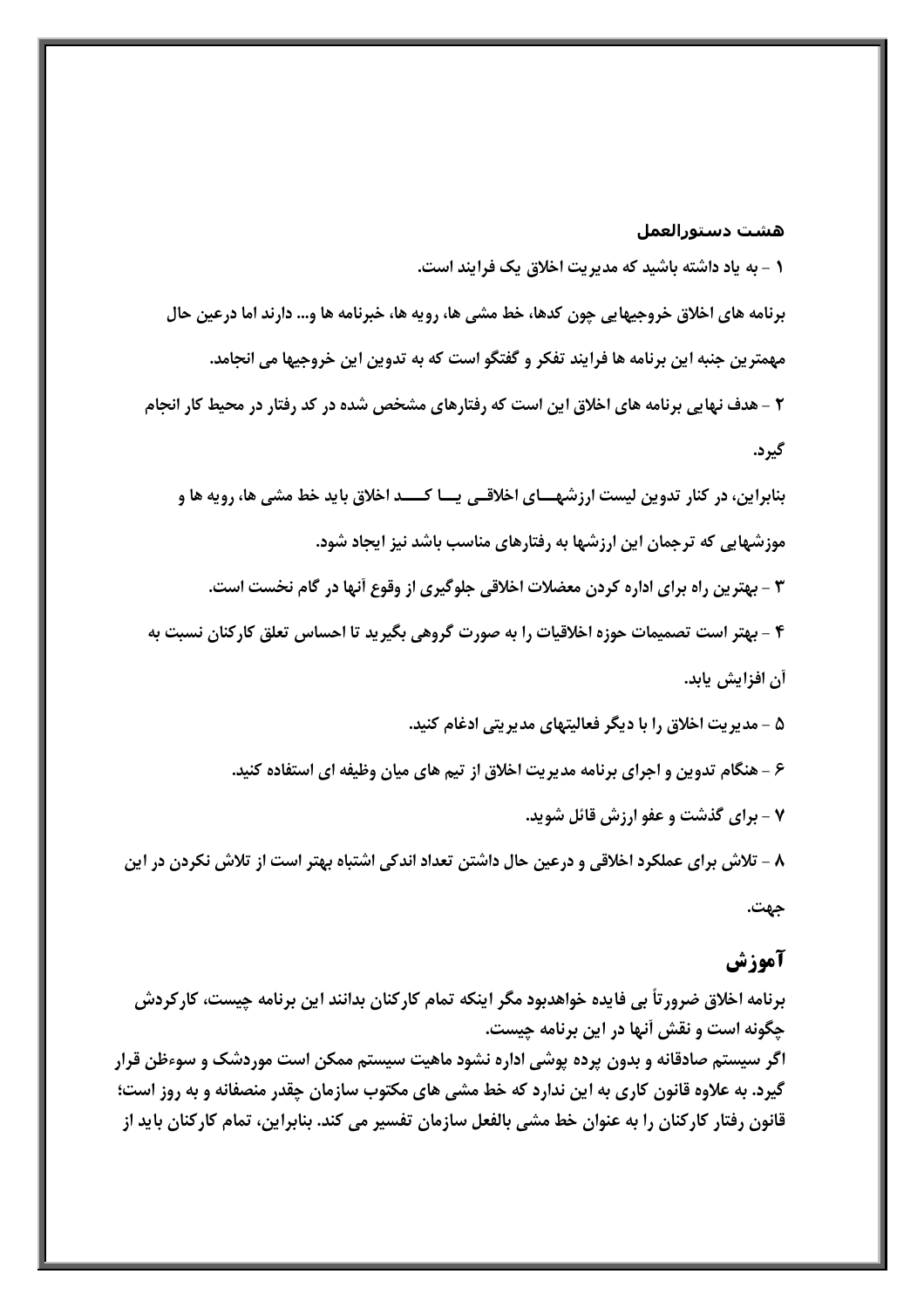### هشت دستورالعمل

۱ - به یاد داشته باشید که مدیریت اخلاق یک فرایند است.

برنامه های اخلاق خروجیهایی چون کدها، خط مشی ها، رویه ها، خبرنامه ها و... دارند اما درعین حال مهمترین جنبه این برنامه ها فرایند تفکر و گفتگو است که به تدوین این خروجیها می انجامد.

۲ - هدف نهایی برنامه های اخلاق این است که رفتارهای مشخص شده در کد رفتار در محیط کار انجام گیرد.

بنابراین، در کنار تدوین لیست ارزشهـــای اخلاقــی یـــا کـــد اخلاق باید خط مشی ها، رویه ها و موزشهایی که ترجمان این ارزشها به رفتارهای مناسب باشد نیز ایجاد شود.

۳ - بهترین راه برای اداره کردن معضلات اخلاقی جلوگیری از وقوع آنها در گام نخست است.

۴ - بهتر است تصمیمات حوزه اخلاقیات را به صورت گروهی بگیرید تا احساس تعلق کارکنان نسبت به آن افزایش یابد.

۵ - مدیریت اخلاق را با دیگر فعالیتهای مدیریتی ادغام کنید.

۶ - هنگام تدوین و اجرای برنامه مدیریت اخلاق از تیم های میان وظیفه ای استفاده کنید.

۷ - برای گذشت و عفو ارزش قائل شوید.

۸ - تلاش برای عملکرد اخلاقی و درعین حال داشتن تعداد اندکی اشتباه بهتر است از تلاش نکردن در این جهت.

## آموزش

برنامه اخلاق ضرورتاً بی فایده خواهدبود مگر اینکه تمام کارکنان بدانند این برنامه چیست، کارکردش چگونه است و نقش آنها در این برنامه چیست.

اگر سیستم صادقانه و بدون پرده پوشی اداره نشود ماهیت سیستم ممکن است موردشک و سوءظن قرار گیرد. به علاوه قانون کاری به این ندارد که خط مشی های مکتوب سازمان چقدر منصفانه و به روز است؛ قانون رفتار کارکنان را به عنوان خط مشی بالفعل سازمان تفسیر می کند. بنابراین، تمام کارکنان باید از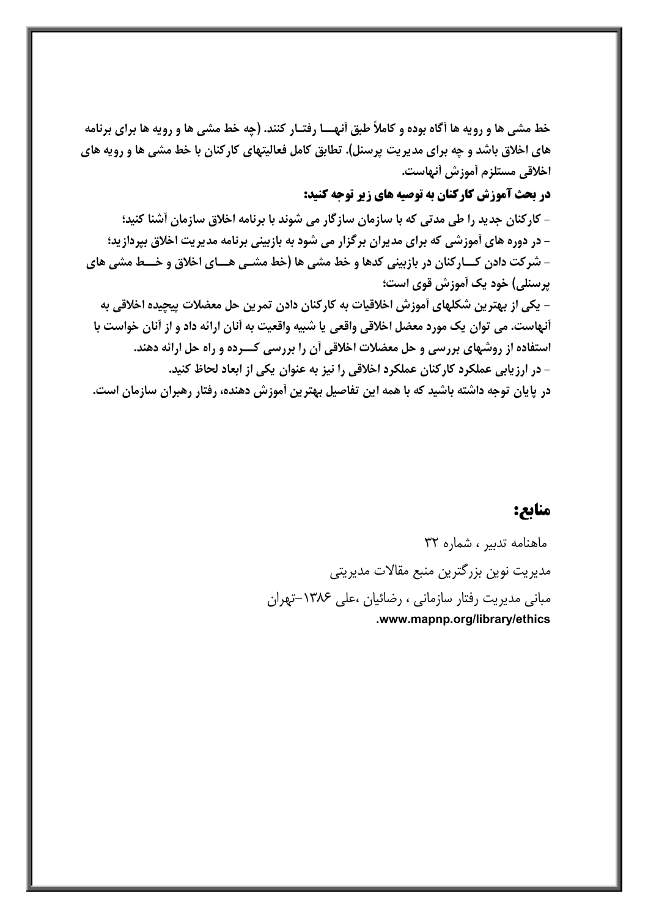**خط مشی ها و رویه ها آگاه بوده و کاملاً طبق آنهـــا رفتــار کنند. (چه خط مشی ها و رویه ها برای برنامه های اخلاق باشد و چه برای مدیریت پرسنل). تطابق کامل فعالیتهای کارکنان با خط مشی ها و رویه های اخلاقی مستلزم آموزش آنهاست.**

**در بحث آموزش کارکنان به توصیه های زیر توجه کنید:**

**- کارکنان جدید را طی مدتی که با سازمان سازگار می شوند با برنامه اخلاق سازمان آشنا کنید؛**

**- در دوره های آموزشی که برای مدیران برگزار می شود به بازبینی برنامه مدیریت اخلاق بپردازید؛**

**- شرکت دادن کـــارکنان در بازبینی کدها و خط مشی ها (خط مشــی هـــای اخلاق و خـــط مشی های پرسنلی) خود یک آموزش قوی است؛**

**- یکی از بهترین شکلهای آموزش اخلاقیات به کارکنان دادن تمرین حل معضلات پیچیده اخلاقی به آنهاست. می توان یک مورد معضل اخلاقی واقعی یا شبیه واقعیت به آنان ارائه داد و از آنان خواست با استفاده از روشهای بررسی و حل معضلات اخلاقی آن را بررسی کـــرده و راه حل ارائه دهند.**

**- در ارزیابی عملکرد کارکنان عملکرد اخلاقی را نیز به عنوان یکی از ابعاد لحاظ کنید.**

**در پایان توجه داشته باشید که با همه این تفاصیل بهترین آموزش دهنده، رفتار رهبران سازمان است.**

## منابع:

ماهنامه تدبیر ، شماره ۳۲

مدیریت نوین بزرگترین منبع مقالات مدیریتی

مبانی مدیریت رفتار سازمانی ، رضائیان ،علی ۱۳۸۶-تهران

.www.mapnp.org/library/ethics